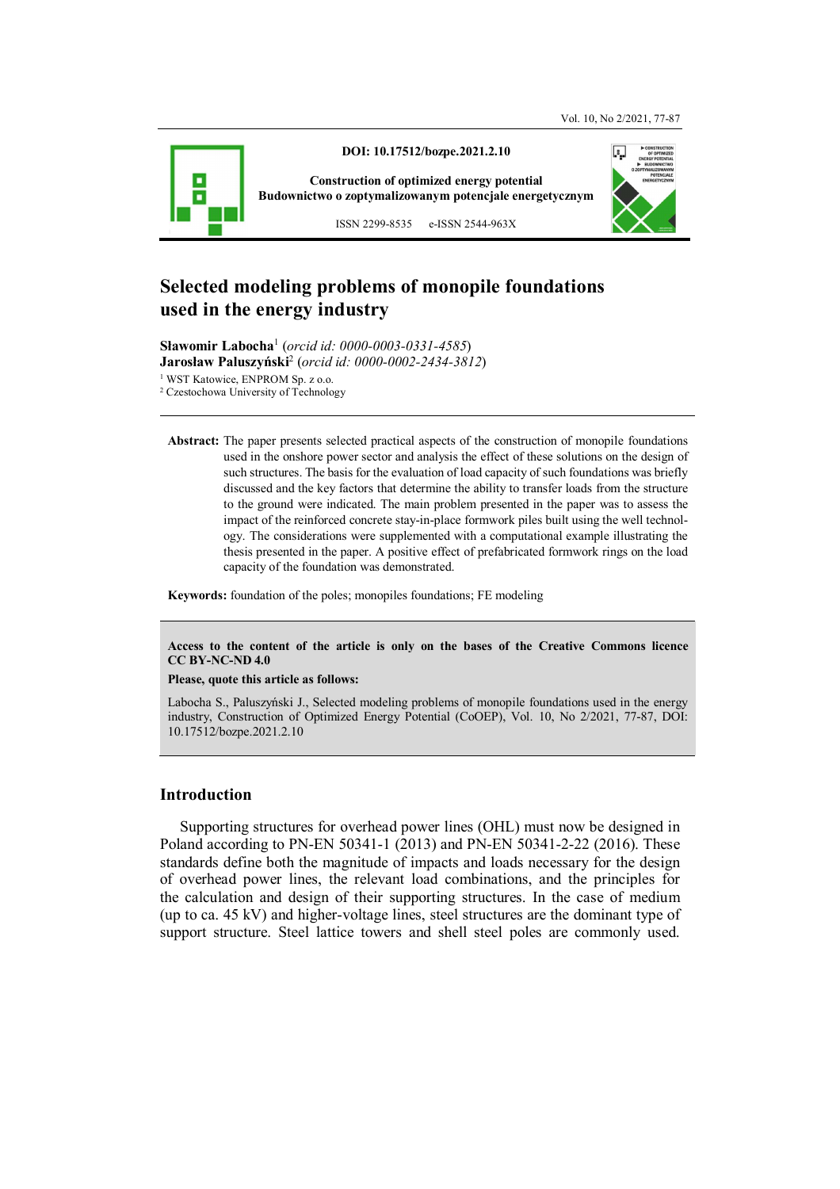DOI: 10.17512/bozpe.2021.2.10

Construction of optimized energy potential
Budownictwo o zoptymalizowanym potencjale energetycznym

ISSN 2299-8535 e-ISSN 2544-963X

# Selected modeling problems of monopile foundations used in the energy industry

**Sławomir Labocha**[1] (*orcid id: 0000-0003-0331-4585*)
**Jarosław Paluszyński**[2] (*orcid id: 0000-0002-2434-3812*)

[1] WST Katowice, ENPROM Sp. z o.o.
[2] Czestochowa University of Technology

**Abstract:** The paper presents selected practical aspects of the construction of monopile foundations used in the onshore power sector and analysis the effect of these solutions on the design of such structures. The basis for the evaluation of load capacity of such foundations was briefly discussed and the key factors that determine the ability to transfer loads from the structure to the ground were indicated. The main problem presented in the paper was to assess the impact of the reinforced concrete stay-in-place formwork piles built using the well technology. The considerations were supplemented with a computational example illustrating the thesis presented in the paper. A positive effect of prefabricated formwork rings on the load capacity of the foundation was demonstrated.

**Keywords:** foundation of the poles; monopiles foundations; FE modeling

**Access to the content of the article is only on the bases of the Creative Commons licence CC BY-NC-ND 4.0**

**Please, quote this article as follows:**

Labocha S., Paluszyński J., Selected modeling problems of monopile foundations used in the energy industry, Construction of Optimized Energy Potential (CoOEP), Vol. 10, No 2/2021, 77-87, DOI: 10.17512/bozpe.2021.2.10

## Introduction

Supporting structures for overhead power lines (OHL) must now be designed in Poland according to PN-EN 50341-1 (2013) and PN-EN 50341-2-22 (2016). These standards define both the magnitude of impacts and loads necessary for the design of overhead power lines, the relevant load combinations, and the principles for the calculation and design of their supporting structures. In the case of medium (up to ca. 45 kV) and higher-voltage lines, steel structures are the dominant type of support structure. Steel lattice towers and shell steel poles are commonly used.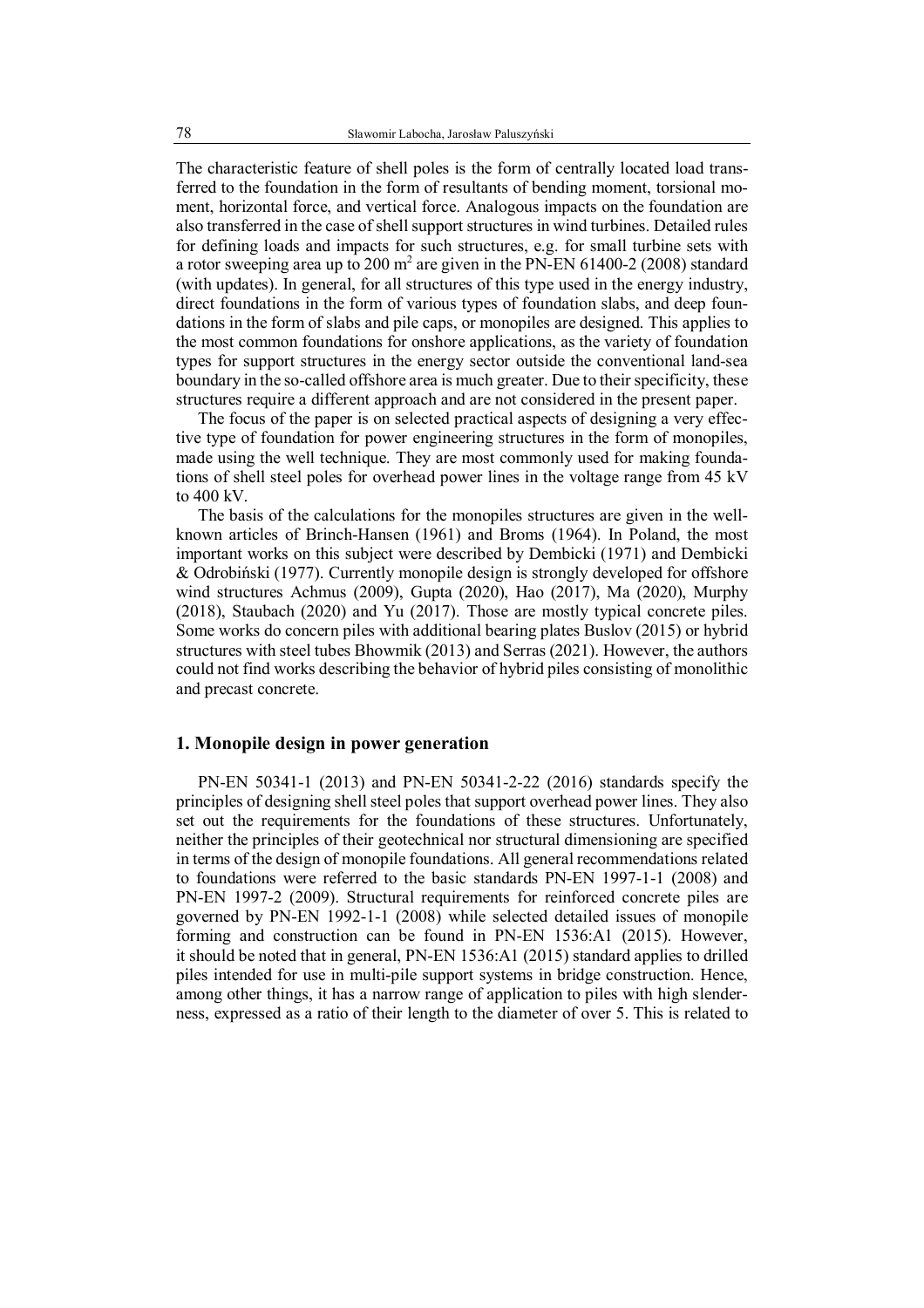The characteristic feature of shell poles is the form of centrally located load transferred to the foundation in the form of resultants of bending moment, torsional moment, horizontal force, and vertical force. Analogous impacts on the foundation are also transferred in the case of shell support structures in wind turbines. Detailed rules for defining loads and impacts for such structures, e.g. for small turbine sets with a rotor sweeping area up to 200 $m^2$ are given in the PN-EN 61400-2 (2008) standard (with updates). In general, for all structures of this type used in the energy industry, direct foundations in the form of various types of foundation slabs, and deep foundations in the form of slabs and pile caps, or monopiles are designed. This applies to the most common foundations for onshore applications, as the variety of foundation types for support structures in the energy sector outside the conventional land-sea boundary in the so-called offshore area is much greater. Due to their specificity, these structures require a different approach and are not considered in the present paper.

The focus of the paper is on selected practical aspects of designing a very effective type of foundation for power engineering structures in the form of monopiles, made using the well technique. They are most commonly used for making foundations of shell steel poles for overhead power lines in the voltage range from 45 kV to 400 kV.

The basis of the calculations for the monopiles structures are given in the well-known articles of Brinch-Hansen (1961) and Broms (1964). In Poland, the most important works on this subject were described by Dembicki (1971) and Dembicki & Odrobiński (1977). Currently monopile design is strongly developed for offshore wind structures Achmus (2009), Gupta (2020), Hao (2017), Ma (2020), Murphy (2018), Staubach (2020) and Yu (2017). Those are mostly typical concrete piles. Some works do concern piles with additional bearing plates Buslov (2015) or hybrid structures with steel tubes Bhowmik (2013) and Serras (2021). However, the authors could not find works describing the behavior of hybrid piles consisting of monolithic and precast concrete.

## 1. Monopile design in power generation

PN-EN 50341-1 (2013) and PN-EN 50341-2-22 (2016) standards specify the principles of designing shell steel poles that support overhead power lines. They also set out the requirements for the foundations of these structures. Unfortunately, neither the principles of their geotechnical nor structural dimensioning are specified in terms of the design of monopile foundations. All general recommendations related to foundations were referred to the basic standards PN-EN 1997-1-1 (2008) and PN-EN 1997-2 (2009). Structural requirements for reinforced concrete piles are governed by PN-EN 1992-1-1 (2008) while selected detailed issues of monopile forming and construction can be found in PN-EN 1536:A1 (2015). However, it should be noted that in general, PN-EN 1536:A1 (2015) standard applies to drilled piles intended for use in multi-pile support systems in bridge construction. Hence, among other things, it has a narrow range of application to piles with high slenderness, expressed as a ratio of their length to the diameter of over 5. This is related to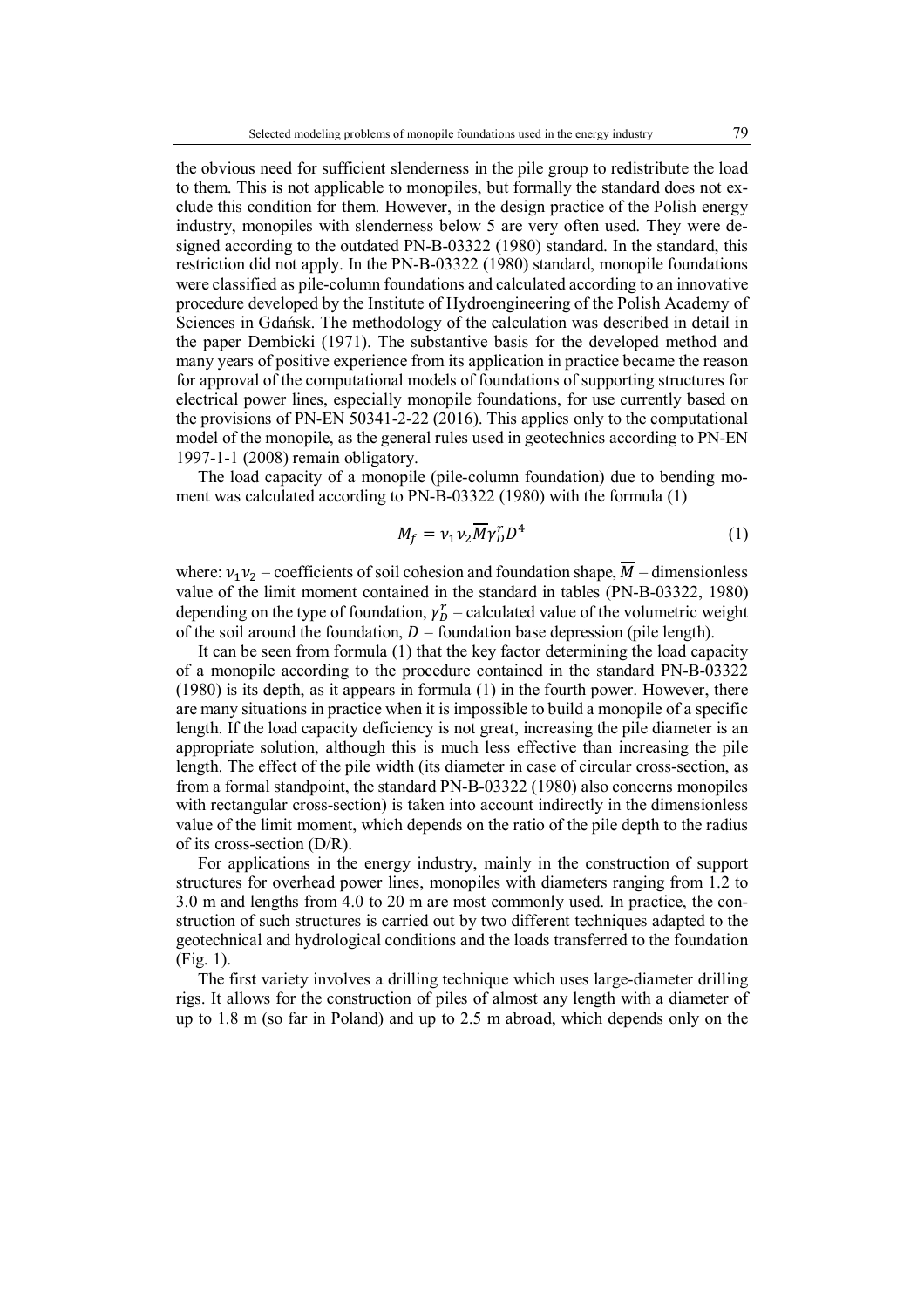the obvious need for sufficient slenderness in the pile group to redistribute the load to them. This is not applicable to monopiles, but formally the standard does not exclude this condition for them. However, in the design practice of the Polish energy industry, monopiles with slenderness below 5 are very often used. They were designed according to the outdated PN-B-03322 (1980) standard. In the standard, this restriction did not apply. In the PN-B-03322 (1980) standard, monopile foundations were classified as pile-column foundations and calculated according to an innovative procedure developed by the Institute of Hydroengineering of the Polish Academy of Sciences in Gdańsk. The methodology of the calculation was described in detail in the paper Dembicki (1971). The substantive basis for the developed method and many years of positive experience from its application in practice became the reason for approval of the computational models of foundations of supporting structures for electrical power lines, especially monopile foundations, for use currently based on the provisions of PN-EN 50341-2-22 (2016). This applies only to the computational model of the monopile, as the general rules used in geotechnics according to PN-EN 1997-1-1 (2008) remain obligatory.

The load capacity of a monopile (pile-column foundation) due to bending moment was calculated according to PN-B-03322 (1980) with the formula (1)

$$M_f = \nu_1 \nu_2 \overline{M} \gamma_D^r D^4 \tag{1}$$

where: $\nu_1 \nu_2$ – coefficients of soil cohesion and foundation shape, $\overline{M}$ – dimensionless value of the limit moment contained in the standard in tables (PN-B-03322, 1980) depending on the type of foundation, $\gamma_D^r$ – calculated value of the volumetric weight of the soil around the foundation, $D$ – foundation base depression (pile length).

It can be seen from formula (1) that the key factor determining the load capacity of a monopile according to the procedure contained in the standard PN-B-03322 (1980) is its depth, as it appears in formula (1) in the fourth power. However, there are many situations in practice when it is impossible to build a monopile of a specific length. If the load capacity deficiency is not great, increasing the pile diameter is an appropriate solution, although this is much less effective than increasing the pile length. The effect of the pile width (its diameter in case of circular cross-section, as from a formal standpoint, the standard PN-B-03322 (1980) also concerns monopiles with rectangular cross-section) is taken into account indirectly in the dimensionless value of the limit moment, which depends on the ratio of the pile depth to the radius of its cross-section (D/R).

For applications in the energy industry, mainly in the construction of support structures for overhead power lines, monopiles with diameters ranging from 1.2 to 3.0 m and lengths from 4.0 to 20 m are most commonly used. In practice, the construction of such structures is carried out by two different techniques adapted to the geotechnical and hydrological conditions and the loads transferred to the foundation (Fig. 1).

The first variety involves a drilling technique which uses large-diameter drilling rigs. It allows for the construction of piles of almost any length with a diameter of up to 1.8 m (so far in Poland) and up to 2.5 m abroad, which depends only on the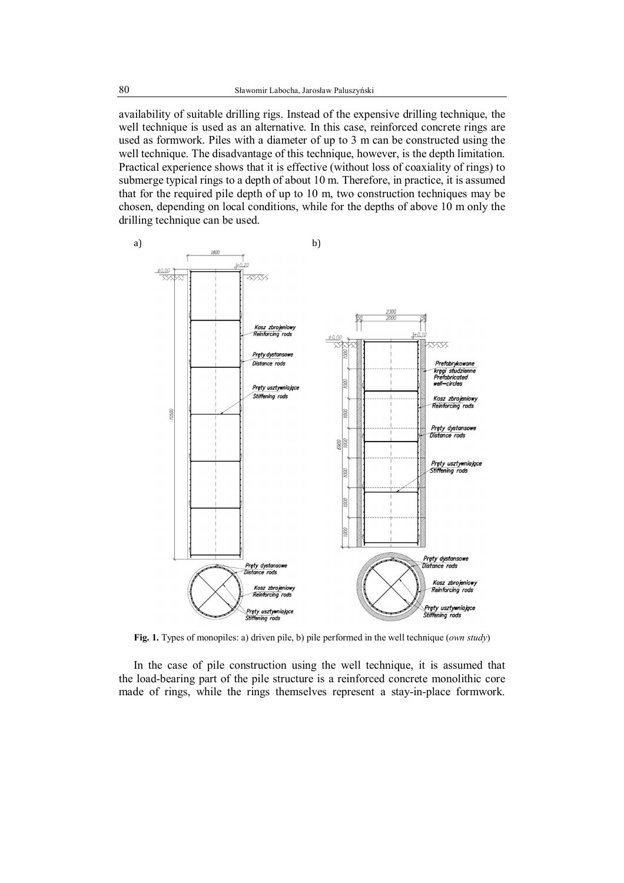availability of suitable drilling rigs. Instead of the expensive drilling technique, the well technique is used as an alternative. In this case, reinforced concrete rings are used as formwork. Piles with a diameter of up to 3 m can be constructed using the well technique. The disadvantage of this technique, however, is the depth limitation. Practical experience shows that it is effective (without loss of coaxiality of rings) to submerge typical rings to a depth of about 10 m. Therefore, in practice, it is assumed that for the required pile depth of up to 10 m, two construction techniques may be chosen, depending on local conditions, while for the depths of above 10 m only the drilling technique can be used.

**Fig. 1.** Types of monopiles: a) driven pile, b) pile performed in the well technique (*own study*)

In the case of pile construction using the well technique, it is assumed that the load-bearing part of the pile structure is a reinforced concrete monolithic core made of rings, while the rings themselves represent a stay-in-place formwork.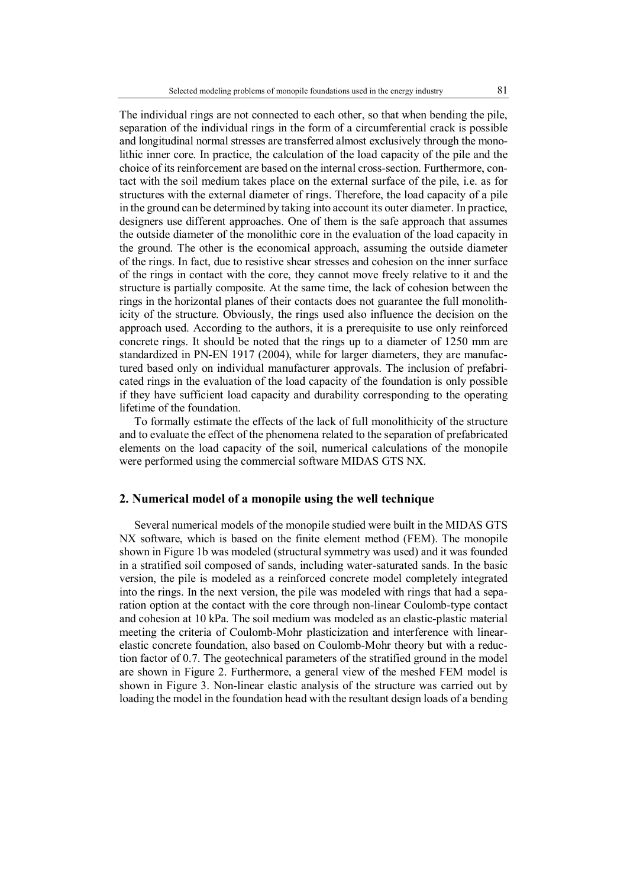The individual rings are not connected to each other, so that when bending the pile, separation of the individual rings in the form of a circumferential crack is possible and longitudinal normal stresses are transferred almost exclusively through the monolithic inner core. In practice, the calculation of the load capacity of the pile and the choice of its reinforcement are based on the internal cross-section. Furthermore, contact with the soil medium takes place on the external surface of the pile, i.e. as for structures with the external diameter of rings. Therefore, the load capacity of a pile in the ground can be determined by taking into account its outer diameter. In practice, designers use different approaches. One of them is the safe approach that assumes the outside diameter of the monolithic core in the evaluation of the load capacity in the ground. The other is the economical approach, assuming the outside diameter of the rings. In fact, due to resistive shear stresses and cohesion on the inner surface of the rings in contact with the core, they cannot move freely relative to it and the structure is partially composite. At the same time, the lack of cohesion between the rings in the horizontal planes of their contacts does not guarantee the full monolithicity of the structure. Obviously, the rings used also influence the decision on the approach used. According to the authors, it is a prerequisite to use only reinforced concrete rings. It should be noted that the rings up to a diameter of 1250 mm are standardized in PN-EN 1917 (2004), while for larger diameters, they are manufactured based only on individual manufacturer approvals. The inclusion of prefabricated rings in the evaluation of the load capacity of the foundation is only possible if they have sufficient load capacity and durability corresponding to the operating lifetime of the foundation.

To formally estimate the effects of the lack of full monolithicity of the structure and to evaluate the effect of the phenomena related to the separation of prefabricated elements on the load capacity of the soil, numerical calculations of the monopile were performed using the commercial software MIDAS GTS NX.

## 2. Numerical model of a monopile using the well technique

Several numerical models of the monopile studied were built in the MIDAS GTS NX software, which is based on the finite element method (FEM). The monopile shown in Figure 1b was modeled (structural symmetry was used) and it was founded in a stratified soil composed of sands, including water-saturated sands. In the basic version, the pile is modeled as a reinforced concrete model completely integrated into the rings. In the next version, the pile was modeled with rings that had a separation option at the contact with the core through non-linear Coulomb-type contact and cohesion at 10 kPa. The soil medium was modeled as an elastic-plastic material meeting the criteria of Coulomb-Mohr plasticization and interference with linear-elastic concrete foundation, also based on Coulomb-Mohr theory but with a reduction factor of 0.7. The geotechnical parameters of the stratified ground in the model are shown in Figure 2. Furthermore, a general view of the meshed FEM model is shown in Figure 3. Non-linear elastic analysis of the structure was carried out by loading the model in the foundation head with the resultant design loads of a bending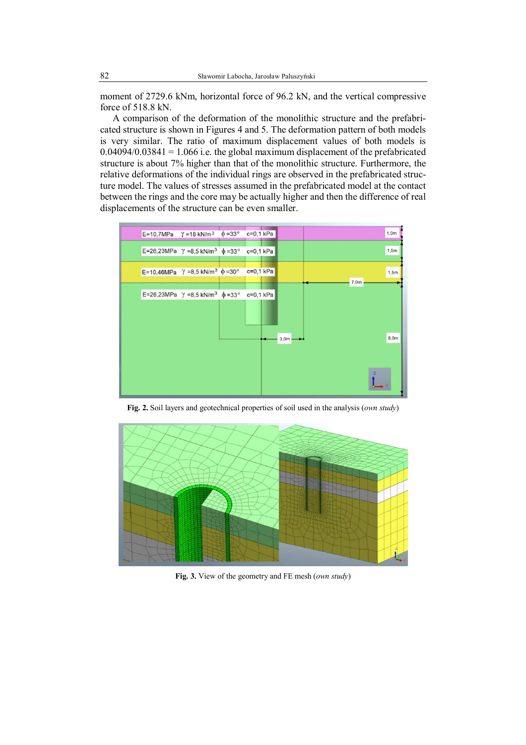moment of 2729.6 kNm, horizontal force of 96.2 kN, and the vertical compressive force of 518.8 kN.

A comparison of the deformation of the monolithic structure and the prefabricated structure is shown in Figures 4 and 5. The deformation pattern of both models is very similar. The ratio of maximum displacement values of both models is 0.04094/0.03841 = 1.066 i.e. the global maximum displacement of the prefabricated structure is about 7% higher than that of the monolithic structure. Furthermore, the relative deformations of the individual rings are observed in the prefabricated structure model. The values of stresses assumed in the prefabricated model at the contact between the rings and the core may be actually higher and then the difference of real displacements of the structure can be even smaller.

**Fig. 2.** Soil layers and geotechnical properties of soil used in the analysis (*own study*)

**Fig. 3.** View of the geometry and FE mesh (*own study*)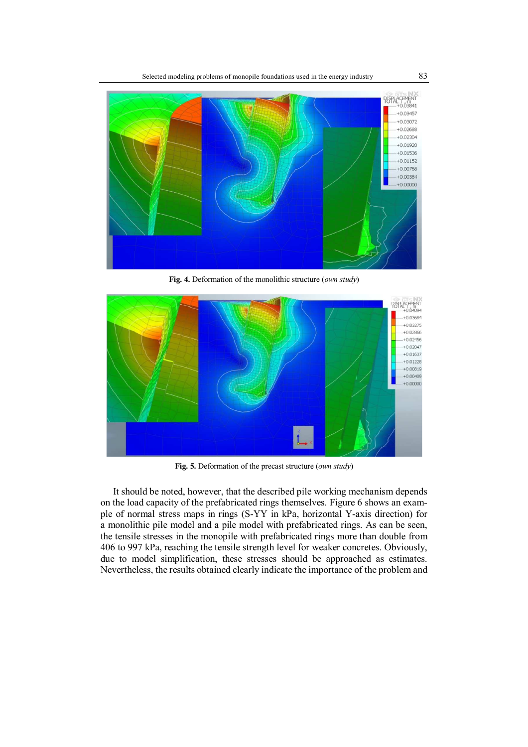**Fig. 4.** Deformation of the monolithic structure (*own study*)

**Fig. 5.** Deformation of the precast structure (*own study*)

It should be noted, however, that the described pile working mechanism depends on the load capacity of the prefabricated rings themselves. Figure 6 shows an example of normal stress maps in rings (S-YY in kPa, horizontal Y-axis direction) for a monolithic pile model and a pile model with prefabricated rings. As can be seen, the tensile stresses in the monopile with prefabricated rings more than double from 406 to 997 kPa, reaching the tensile strength level for weaker concretes. Obviously, due to model simplification, these stresses should be approached as estimates. Nevertheless, the results obtained clearly indicate the importance of the problem and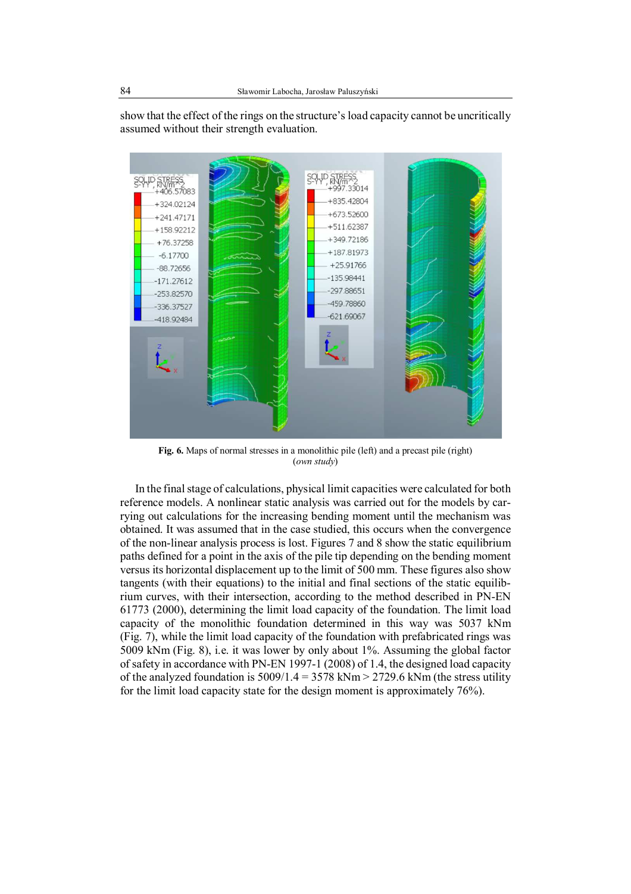show that the effect of the rings on the structure's load capacity cannot be uncritically assumed without their strength evaluation.

**Fig. 6.** Maps of normal stresses in a monolithic pile (left) and a precast pile (right) (*own study*)

In the final stage of calculations, physical limit capacities were calculated for both reference models. A nonlinear static analysis was carried out for the models by carrying out calculations for the increasing bending moment until the mechanism was obtained. It was assumed that in the case studied, this occurs when the convergence of the non-linear analysis process is lost. Figures 7 and 8 show the static equilibrium paths defined for a point in the axis of the pile tip depending on the bending moment versus its horizontal displacement up to the limit of 500 mm. These figures also show tangents (with their equations) to the initial and final sections of the static equilibrium curves, with their intersection, according to the method described in PN-EN 61773 (2000), determining the limit load capacity of the foundation. The limit load capacity of the monolithic foundation determined in this way was 5037 kNm (Fig. 7), while the limit load capacity of the foundation with prefabricated rings was 5009 kNm (Fig. 8), i.e. it was lower by only about 1%. Assuming the global factor of safety in accordance with PN-EN 1997-1 (2008) of 1.4, the designed load capacity of the analyzed foundation is 5009/1.4 = 3578 kNm > 2729.6 kNm (the stress utility for the limit load capacity state for the design moment is approximately 76%).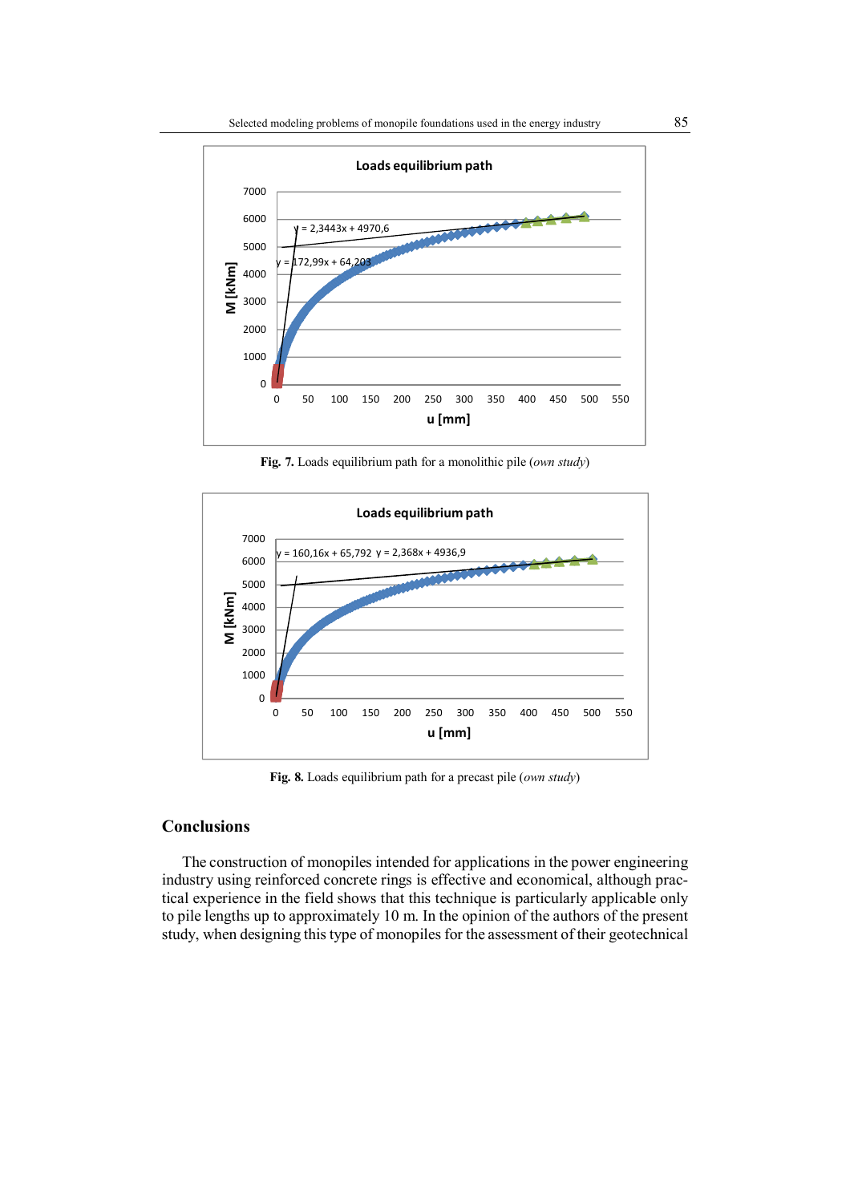Fig. 7. Loads equilibrium path for a monolithic pile (*own study*)

Fig. 8. Loads equilibrium path for a precast pile (*own study*)

## Conclusions

The construction of monopiles intended for applications in the power engineering industry using reinforced concrete rings is effective and economical, although practical experience in the field shows that this technique is particularly applicable only to pile lengths up to approximately 10 m. In the opinion of the authors of the present study, when designing this type of monopiles for the assessment of their geotechnical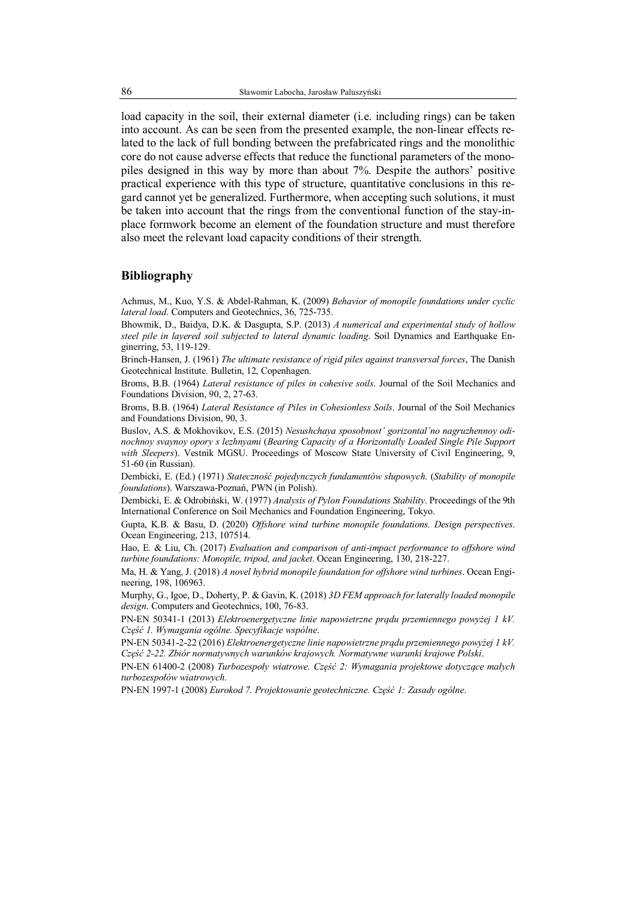load capacity in the soil, their external diameter (i.e. including rings) can be taken into account. As can be seen from the presented example, the non-linear effects related to the lack of full bonding between the prefabricated rings and the monolithic core do not cause adverse effects that reduce the functional parameters of the monopiles designed in this way by more than about 7%. Despite the authors' positive practical experience with this type of structure, quantitative conclusions in this regard cannot yet be generalized. Furthermore, when accepting such solutions, it must be taken into account that the rings from the conventional function of the stay-in-place formwork become an element of the foundation structure and must therefore also meet the relevant load capacity conditions of their strength.

## Bibliography

Achmus, M., Kuo, Y.S. & Abdel-Rahman, K. (2009) *Behavior of monopile foundations under cyclic lateral load*. Computers and Geotechnics, 36, 725-735.

Bhowmik, D., Baidya, D.K. & Dasgupta, S.P. (2013) *A numerical and experimental study of hollow steel pile in layered soil subjected to lateral dynamic loading*. Soil Dynamics and Earthquake Enginerring, 53, 119-129.

Brinch-Hansen, J. (1961) *The ultimate resistance of rigid piles against transversal forces*, The Danish Geotechnical Institute. Bulletin, 12, Copenhagen.

Broms, B.B. (1964) *Lateral resistance of piles in cohesive soils*. Journal of the Soil Mechanics and Foundations Division, 90, 2, 27-63.

Broms, B.B. (1964) *Lateral Resistance of Piles in Cohesionless Soils*. Journal of the Soil Mechanics and Foundations Division, 90, 3.

Buslov, A.S. & Mokhovikov, E.S. (2015) *Nesushchaya sposobnost' gorizontal'no nagruzhennoy odinochnoy svaynoy opory s lezhnyami* (*Bearing Capacity of a Horizontally Loaded Single Pile Support with Sleepers*). Vestnik MGSU. Proceedings of Moscow State University of Civil Engineering, 9, 51-60 (in Russian).

Dembicki, E. (Ed.) (1971) *Stateczność pojedynczych fundamentów słupowych*. (*Stability of monopile foundations*). Warszawa-Poznań, PWN (in Polish).

Dembicki, E. & Odrobiński, W. (1977) *Analysis of Pylon Foundations Stability*. Proceedings of the 9th International Conference on Soil Mechanics and Foundation Engineering, Tokyo.

Gupta, K.B. & Basu, D. (2020) *Offshore wind turbine monopile foundations. Design perspectives*. Ocean Engineering, 213, 107514.

Hao, E. & Liu, Ch. (2017) *Evaluation and comparison of anti-impact performance to offshore wind turbine foundations: Monopile, tripod, and jacket*. Ocean Engineering, 130, 218-227.

Ma, H. & Yang, J. (2018) *A novel hybrid monopile foundation for offshore wind turbines*. Ocean Engineering, 198, 106963.

Murphy, G., Igoe, D., Doherty, P. & Gavin, K. (2018) *3D FEM approach for laterally loaded monopile design*. Computers and Geotechnics, 100, 76-83.

PN-EN 50341-1 (2013) *Elektroenergetyczne linie napowietrzne prądu przemiennego powyżej 1 kV. Część 1. Wymagania ogólne. Specyfikacje wspólne*.

PN-EN 50341-2-22 (2016) *Elektroenergetyczne linie napowietrzne prądu przemiennego powyżej 1 kV. Część 2-22. Zbiór normatywnych warunków krajowych. Normatywne warunki krajowe Polski*.

PN-EN 61400-2 (2008) *Turbozespoły wiatrowe. Część 2: Wymagania projektowe dotyczące małych turbozespołów wiatrowych*.

PN-EN 1997-1 (2008) *Eurokod 7. Projektowanie geotechniczne. Część 1: Zasady ogólne*.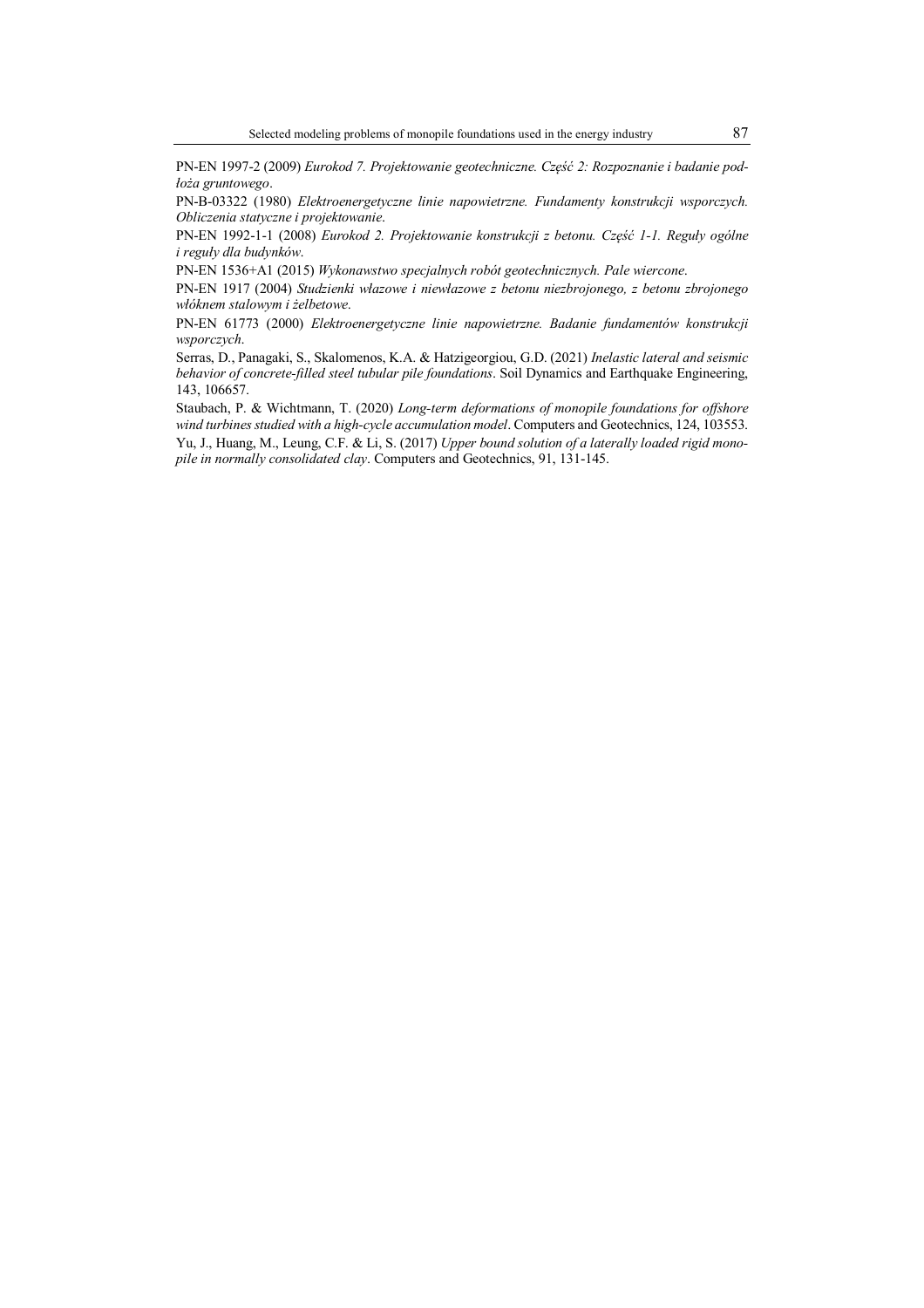PN-EN 1997-2 (2009) *Eurokod 7. Projektowanie geotechniczne. Część 2: Rozpoznanie i badanie podłoża gruntowego*.

PN-B-03322 (1980) *Elektroenergetyczne linie napowietrzne. Fundamenty konstrukcji wsporczych. Obliczenia statyczne i projektowanie*.

PN-EN 1992-1-1 (2008) *Eurokod 2. Projektowanie konstrukcji z betonu. Część 1-1. Reguły ogólne i reguły dla budynków*.

PN-EN 1536+A1 (2015) *Wykonawstwo specjalnych robót geotechnicznych. Pale wiercone*.

PN-EN 1917 (2004) *Studzienki włazowe i niewłazowe z betonu niezbrojonego, z betonu zbrojonego włóknem stalowym i żelbetowe*.

PN-EN 61773 (2000) *Elektroenergetyczne linie napowietrzne. Badanie fundamentów konstrukcji wsporczych*.

Serras, D., Panagaki, S., Skalomenos, K.A. & Hatzigeorgiou, G.D. (2021) *Inelastic lateral and seismic behavior of concrete-filled steel tubular pile foundations*. Soil Dynamics and Earthquake Engineering, 143, 106657.

Staubach, P. & Wichtmann, T. (2020) *Long-term deformations of monopile foundations for offshore wind turbines studied with a high-cycle accumulation model*. Computers and Geotechnics, 124, 103553.

Yu, J., Huang, M., Leung, C.F. & Li, S. (2017) *Upper bound solution of a laterally loaded rigid monopile in normally consolidated clay*. Computers and Geotechnics, 91, 131-145.